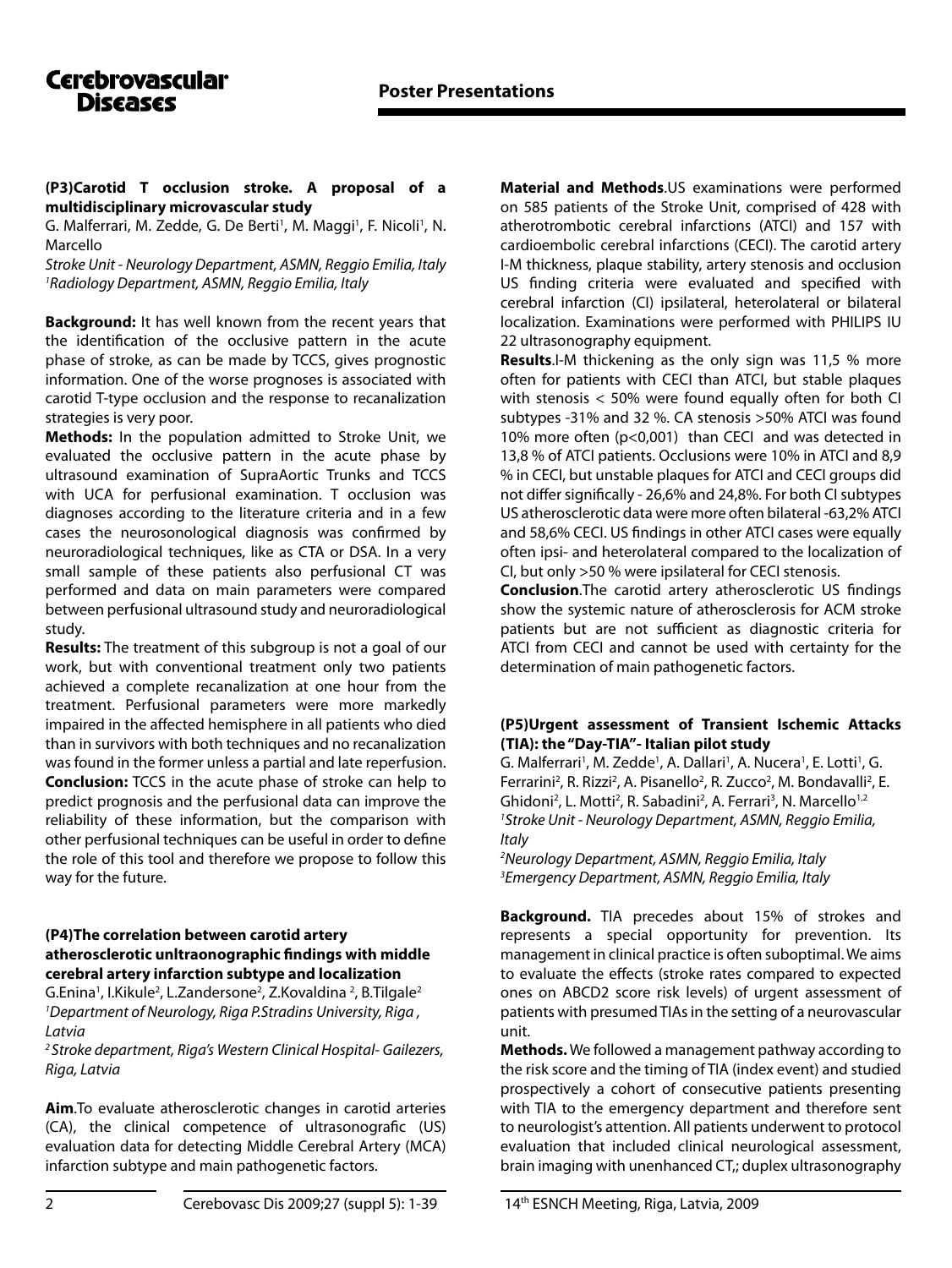## Poster Presentations

### (P3)Carotid T occlusion stroke. A proposal of a multidisciplinary microvascular study

G. Malferrari, M. Zedde, G. De Berti[1], M. Maggi[1], F. Nicoli[1], N. Marcello

*Stroke Unit - Neurology Department, ASMN, Reggio Emilia, Italy*
*[1]Radiology Department, ASMN, Reggio Emilia, Italy*

**Background:** It has well known from the recent years that the identification of the occlusive pattern in the acute phase of stroke, as can be made by TCCS, gives prognostic information. One of the worse prognoses is associated with carotid T-type occlusion and the response to recanalization strategies is very poor.

**Methods:** In the population admitted to Stroke Unit, we evaluated the occlusive pattern in the acute phase by ultrasound examination of SupraAortic Trunks and TCCS with UCA for perfusional examination. T occlusion was diagnoses according to the literature criteria and in a few cases the neurosonological diagnosis was confirmed by neuroradiological techniques, like as CTA or DSA. In a very small sample of these patients also perfusional CT was performed and data on main parameters were compared between perfusional ultrasound study and neuroradiological study.

**Results:** The treatment of this subgroup is not a goal of our work, but with conventional treatment only two patients achieved a complete recanalization at one hour from the treatment. Perfusional parameters were more markedly impaired in the affected hemisphere in all patients who died than in survivors with both techniques and no recanalization was found in the former unless a partial and late reperfusion.

**Conclusion:** TCCS in the acute phase of stroke can help to predict prognosis and the perfusional data can improve the reliability of these information, but the comparison with other perfusional techniques can be useful in order to define the role of this tool and therefore we propose to follow this way for the future.

### (P4)The correlation between carotid artery atherosclerotic unltraonographic findings with middle cerebral artery infarction subtype and localization

G.Enina[1], I.Kikule[2], L.Zandersone[2], Z.Kovaldina [2], B.Tilgale[2]

*[1]Department of Neurology, Riga P.Stradins University, Riga , Latvia*
*[2] Stroke department, Riga's Western Clinical Hospital- Gailezers, Riga, Latvia*

**Aim**.To evaluate atherosclerotic changes in carotid arteries (CA), the clinical competence of ultrasonografic (US) evaluation data for detecting Middle Cerebral Artery (MCA) infarction subtype and main pathogenetic factors.

**Material and Methods**.US examinations were performed on 585 patients of the Stroke Unit, comprised of 428 with atherotrombotic cerebral infarctions (ATCI) and 157 with cardioembolic cerebral infarctions (CECI). The carotid artery I-M thickness, plaque stability, artery stenosis and occlusion US finding criteria were evaluated and specified with cerebral infarction (CI) ipsilateral, heterolateral or bilateral localization. Examinations were performed with PHILIPS IU 22 ultrasonography equipment.

**Results**.I-M thickening as the only sign was 11,5 % more often for patients with CECI than ATCI, but stable plaques with stenosis < 50% were found equally often for both CI subtypes -31% and 32 %. CA stenosis >50% ATCI was found 10% more often ($p<0,001$) than CECI and was detected in 13,8 % of ATCI patients. Occlusions were 10% in ATCI and 8,9 % in CECI, but unstable plaques for ATCI and CECI groups did not differ significally - 26,6% and 24,8%. For both CI subtypes US atherosclerotic data were more often bilateral -63,2% ATCI and 58,6% CECI. US findings in other ATCI cases were equally often ipsi- and heterolateral compared to the localization of CI, but only >50 % were ipsilateral for CECI stenosis.

**Conclusion**.The carotid artery atherosclerotic US findings show the systemic nature of atherosclerosis for ACM stroke patients but are not sufficient as diagnostic criteria for ATCI from CECI and cannot be used with certainty for the determination of main pathogenetic factors.

### (P5)Urgent assessment of Transient Ischemic Attacks (TIA): the "Day-TIA"- Italian pilot study

G. Malferrari[1], M. Zedde[1], A. Dallari[1], A. Nucera[1], E. Lotti[1], G. Ferrarini[2], R. Rizzi[2], A. Pisanello[2], R. Zucco[2], M. Bondavalli[2], E. Ghidoni[2], L. Motti[2], R. Sabadini[2], A. Ferrari[3], N. Marcello[1,2]

*[1]Stroke Unit - Neurology Department, ASMN, Reggio Emilia, Italy*
*[2]Neurology Department, ASMN, Reggio Emilia, Italy*
*[3]Emergency Department, ASMN, Reggio Emilia, Italy*

**Background.** TIA precedes about 15% of strokes and represents a special opportunity for prevention. Its management in clinical practice is often suboptimal. We aims to evaluate the effects (stroke rates compared to expected ones on ABCD2 score risk levels) of urgent assessment of patients with presumed TIAs in the setting of a neurovascular unit.

**Methods.** We followed a management pathway according to the risk score and the timing of TIA (index event) and studied prospectively a cohort of consecutive patients presenting with TIA to the emergency department and therefore sent to neurologist's attention. All patients underwent to protocol evaluation that included clinical neurological assessment, brain imaging with unenhanced CT,; duplex ultrasonography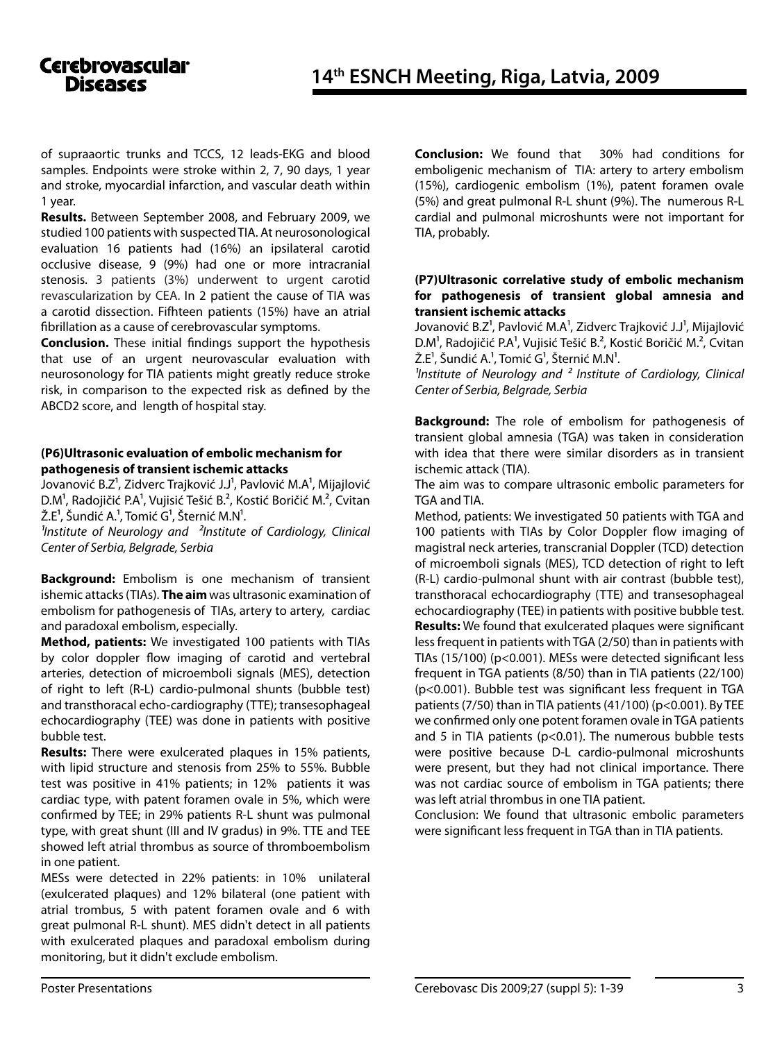of supraaortic trunks and TCCS, 12 leads-EKG and blood samples. Endpoints were stroke within 2, 7, 90 days, 1 year and stroke, myocardial infarction, and vascular death within 1 year.

**Results.** Between September 2008, and February 2009, we studied 100 patients with suspected TIA. At neurosonological evaluation 16 patients had (16%) an ipsilateral carotid occlusive disease, 9 (9%) had one or more intracranial stenosis. 3 patients (3%) underwent to urgent carotid revascularization by CEA. In 2 patient the cause of TIA was a carotid dissection. Fifhteen patients (15%) have an atrial fibrillation as a cause of cerebrovascular symptoms.

**Conclusion.** These initial findings support the hypothesis that use of an urgent neurovascular evaluation with neurosonology for TIA patients might greatly reduce stroke risk, in comparison to the expected risk as defined by the ABCD2 score, and length of hospital stay.

### (P6)Ultrasonic evaluation of embolic mechanism for pathogenesis of transient ischemic attacks

Jovanović B.Z[1], Zidverc Trajković J.J[1], Pavlović M.A[1], Mijajlović D.M[1], Radojičić P.A[1], Vujisić Tešić B.[2], Kostić Boričić M.[2], Cvitan Ž.E[1], Šundić A.[1], Tomić G[1], Šternić M.N[1].

*[1]Institute of Neurology and [2]Institute of Cardiology, Clinical Center of Serbia, Belgrade, Serbia*

**Background:** Embolism is one mechanism of transient ishemic attacks (TIAs). **The aim** was ultrasonic examination of embolism for pathogenesis of TIAs, artery to artery, cardiac and paradoxal embolism, especially.

**Method, patients:** We investigated 100 patients with TIAs by color doppler flow imaging of carotid and vertebral arteries, detection of microemboli signals (MES), detection of right to left (R-L) cardio-pulmonal shunts (bubble test) and transthoracal echo-cardiography (TTE); transesophageal echocardiography (TEE) was done in patients with positive bubble test.

**Results:** There were exulcerated plaques in 15% patients, with lipid structure and stenosis from 25% to 55%. Bubble test was positive in 41% patients; in 12% patients it was cardiac type, with patent foramen ovale in 5%, which were confirmed by TEE; in 29% patients R-L shunt was pulmonal type, with great shunt (III and IV gradus) in 9%. TTE and TEE showed left atrial thrombus as source of thromboembolism in one patient.

MESs were detected in 22% patients: in 10% unilateral (exulcerated plaques) and 12% bilateral (one patient with atrial trombus, 5 with patent foramen ovale and 6 with great pulmonal R-L shunt). MES didn't detect in all patients with exulcerated plaques and paradoxal embolism during monitoring, but it didn't exclude embolism.

**Conclusion:** We found that 30% had conditions for emboligenic mechanism of TIA: artery to artery embolism (15%), cardiogenic embolism (1%), patent foramen ovale (5%) and great pulmonal R-L shunt (9%). The numerous R-L cardial and pulmonal microshunts were not important for TIA, probably.

### (P7)Ultrasonic correlative study of embolic mechanism for pathogenesis of transient global amnesia and transient ischemic attacks

Jovanović B.Z[1], Pavlović M.A[1], Zidverc Trajković J.J[1], Mijajlović D.M[1], Radojičić P.A[1], Vujisić Tešić B.[2], Kostić Boričić M.[2], Cvitan Ž.E[1], Šundić A.[1], Tomić G[1], Šternić M.N[1].

*[1]Institute of Neurology and [2] Institute of Cardiology, Clinical Center of Serbia, Belgrade, Serbia*

**Background:** The role of embolism for pathogenesis of transient global amnesia (TGA) was taken in consideration with idea that there were similar disorders as in transient ischemic attack (TIA).

The aim was to compare ultrasonic embolic parameters for TGA and TIA.

Method, patients: We investigated 50 patients with TGA and 100 patients with TIAs by Color Doppler flow imaging of magistral neck arteries, transcranial Doppler (TCD) detection of microemboli signals (MES), TCD detection of right to left (R-L) cardio-pulmonal shunt with air contrast (bubble test), transthoracal echocardiography (TTE) and transesophageal echocardiography (TEE) in patients with positive bubble test.

**Results:** We found that exulcerated plaques were significant less frequent in patients with TGA (2/50) than in patients with TIAs (15/100) ($p<0.001$). MESs were detected significant less frequent in TGA patients (8/50) than in TIA patients (22/100) ($p<0.001$). Bubble test was significant less frequent in TGA patients (7/50) than in TIA patients (41/100) ($p<0.001$). By TEE we confirmed only one potent foramen ovale in TGA patients and 5 in TIA patients ($p<0.01$). The numerous bubble tests were positive because D-L cardio-pulmonal microshunts were present, but they had not clinical importance. There was not cardiac source of embolism in TGA patients; there was left atrial thrombus in one TIA patient.

Conclusion: We found that ultrasonic embolic parameters were significant less frequent in TGA than in TIA patients.